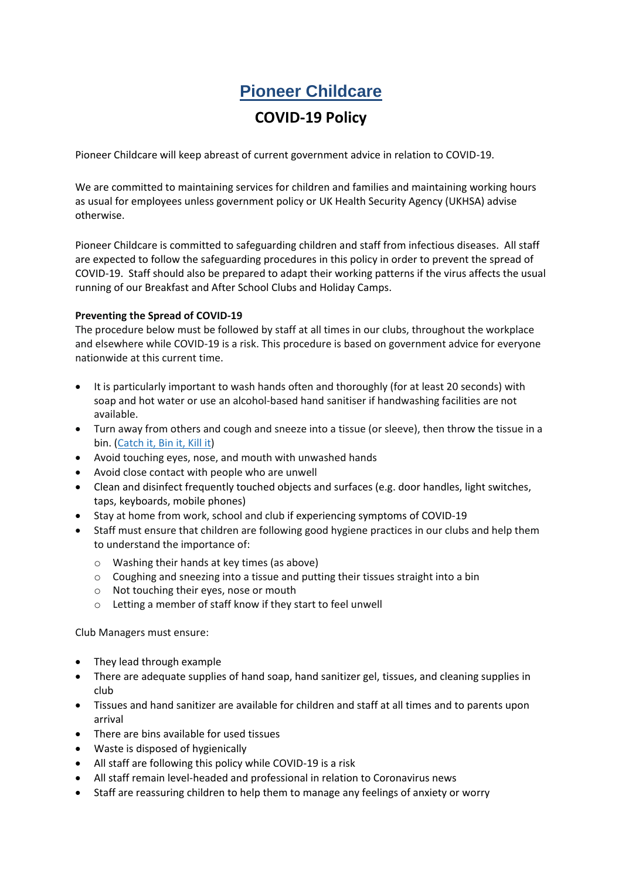# Pioneer Childcare

## COVID-19 Policy

Pioneer Childcare will keep abreast of current government advice in relation to COVID-19.

We are committed to maintaining services for children and families and maintaining working hours as usual for employees unless government policy or UK Health Security Agency (UKHSA) advise otherwise.

Pioneer Childcare is committed to safeguarding children and staff from infectious diseases. All staff are expected to follow the safeguarding procedures in this policy in order to prevent the spread of COVID-19. Staff should also be prepared to adapt their working patterns if the virus affects the usual running of our Breakfast and After School Clubs and Holiday Camps.

**Preventing the Spread of COVID-19**

The procedure below must be followed by staff at all times in our clubs, throughout the workplace and elsewhere while COVID-19 is a risk. This procedure is based on government advice for everyone nationwide at this current time.

- It is particularly important to wash hands often and thoroughly (for at least 20 seconds) with soap and hot water or use an alcohol-based hand sanitiser if handwashing facilities are not available.
- Turn away from others and cough and sneeze into a tissue (or sleeve), then throw the tissue in a bin. (Catch it, Bin it, Kill it)
- Avoid touching eyes, nose, and mouth with unwashed hands
- Avoid close contact with people who are unwell
- Clean and disinfect frequently touched objects and surfaces (e.g. door handles, light switches, taps, keyboards, mobile phones)
- Stay at home from work, school and club if experiencing symptoms of COVID-19
- Staff must ensure that children are following good hygiene practices in our clubs and help them to understand the importance of:
  - Washing their hands at key times (as above)
  - Coughing and sneezing into a tissue and putting their tissues straight into a bin
  - Not touching their eyes, nose or mouth
  - Letting a member of staff know if they start to feel unwell

Club Managers must ensure:

- They lead through example
- There are adequate supplies of hand soap, hand sanitizer gel, tissues, and cleaning supplies in club
- Tissues and hand sanitizer are available for children and staff at all times and to parents upon arrival
- There are bins available for used tissues
- Waste is disposed of hygienically
- All staff are following this policy while COVID-19 is a risk
- All staff remain level-headed and professional in relation to Coronavirus news
- Staff are reassuring children to help them to manage any feelings of anxiety or worry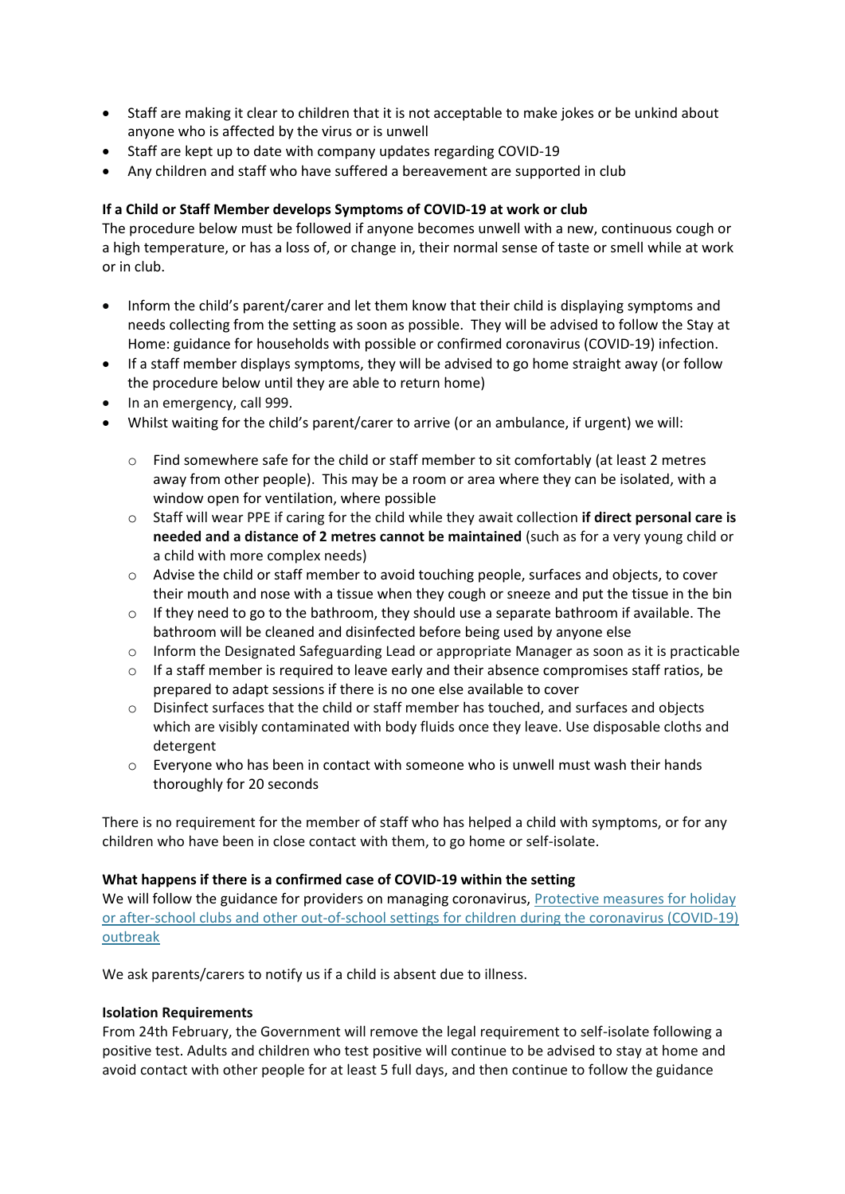- Staff are making it clear to children that it is not acceptable to make jokes or be unkind about anyone who is affected by the virus or is unwell
- Staff are kept up to date with company updates regarding COVID-19
- Any children and staff who have suffered a bereavement are supported in club

**If a Child or Staff Member develops Symptoms of COVID-19 at work or club**

The procedure below must be followed if anyone becomes unwell with a new, continuous cough or a high temperature, or has a loss of, or change in, their normal sense of taste or smell while at work or in club.

- Inform the child's parent/carer and let them know that their child is displaying symptoms and needs collecting from the setting as soon as possible. They will be advised to follow the Stay at Home: guidance for households with possible or confirmed coronavirus (COVID-19) infection.
- If a staff member displays symptoms, they will be advised to go home straight away (or follow the procedure below until they are able to return home)
- In an emergency, call 999.
- Whilst waiting for the child's parent/carer to arrive (or an ambulance, if urgent) we will:
    - Find somewhere safe for the child or staff member to sit comfortably (at least 2 metres away from other people). This may be a room or area where they can be isolated, with a window open for ventilation, where possible
    - Staff will wear PPE if caring for the child while they await collection **if direct personal care is needed and a distance of 2 metres cannot be maintained** (such as for a very young child or a child with more complex needs)
    - Advise the child or staff member to avoid touching people, surfaces and objects, to cover their mouth and nose with a tissue when they cough or sneeze and put the tissue in the bin
    - If they need to go to the bathroom, they should use a separate bathroom if available. The bathroom will be cleaned and disinfected before being used by anyone else
    - Inform the Designated Safeguarding Lead or appropriate Manager as soon as it is practicable
    - If a staff member is required to leave early and their absence compromises staff ratios, be prepared to adapt sessions if there is no one else available to cover
    - Disinfect surfaces that the child or staff member has touched, and surfaces and objects which are visibly contaminated with body fluids once they leave. Use disposable cloths and detergent
    - Everyone who has been in contact with someone who is unwell must wash their hands thoroughly for 20 seconds

There is no requirement for the member of staff who has helped a child with symptoms, or for any children who have been in close contact with them, to go home or self-isolate.

**What happens if there is a confirmed case of COVID-19 within the setting**

We will follow the guidance for providers on managing coronavirus, Protective measures for holiday or after-school clubs and other out-of-school settings for children during the coronavirus (COVID-19) outbreak

We ask parents/carers to notify us if a child is absent due to illness.

**Isolation Requirements**

From 24th February, the Government will remove the legal requirement to self-isolate following a positive test. Adults and children who test positive will continue to be advised to stay at home and avoid contact with other people for at least 5 full days, and then continue to follow the guidance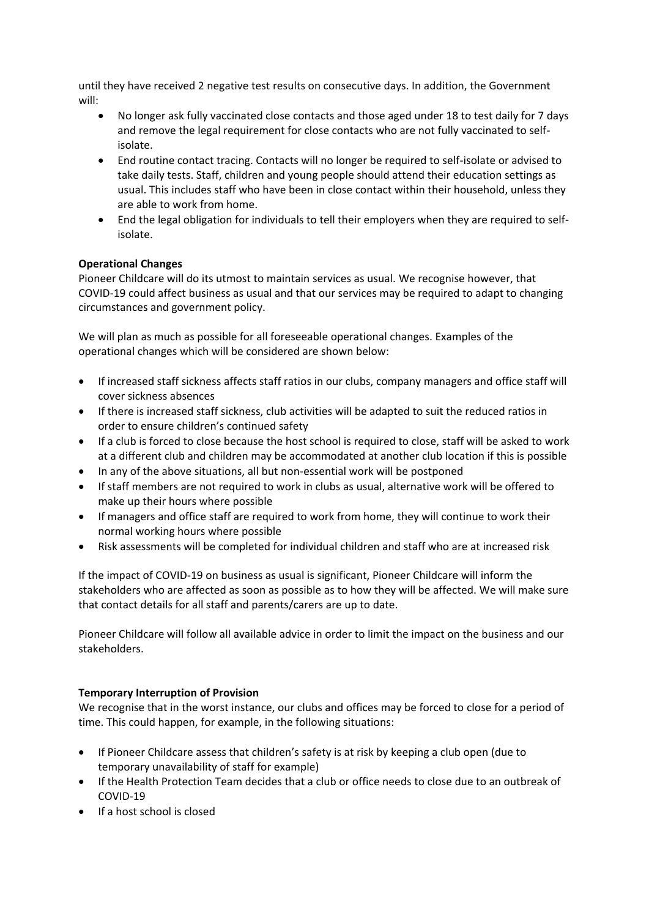until they have received 2 negative test results on consecutive days. In addition, the Government will:

- No longer ask fully vaccinated close contacts and those aged under 18 to test daily for 7 days and remove the legal requirement for close contacts who are not fully vaccinated to self-isolate.
- End routine contact tracing. Contacts will no longer be required to self-isolate or advised to take daily tests. Staff, children and young people should attend their education settings as usual. This includes staff who have been in close contact within their household, unless they are able to work from home.
- End the legal obligation for individuals to tell their employers when they are required to self-isolate.

**Operational Changes**

Pioneer Childcare will do its utmost to maintain services as usual. We recognise however, that COVID-19 could affect business as usual and that our services may be required to adapt to changing circumstances and government policy.

We will plan as much as possible for all foreseeable operational changes. Examples of the operational changes which will be considered are shown below:

- If increased staff sickness affects staff ratios in our clubs, company managers and office staff will cover sickness absences
- If there is increased staff sickness, club activities will be adapted to suit the reduced ratios in order to ensure children's continued safety
- If a club is forced to close because the host school is required to close, staff will be asked to work at a different club and children may be accommodated at another club location if this is possible
- In any of the above situations, all but non-essential work will be postponed
- If staff members are not required to work in clubs as usual, alternative work will be offered to make up their hours where possible
- If managers and office staff are required to work from home, they will continue to work their normal working hours where possible
- Risk assessments will be completed for individual children and staff who are at increased risk

If the impact of COVID-19 on business as usual is significant, Pioneer Childcare will inform the stakeholders who are affected as soon as possible as to how they will be affected. We will make sure that contact details for all staff and parents/carers are up to date.

Pioneer Childcare will follow all available advice in order to limit the impact on the business and our stakeholders.

**Temporary Interruption of Provision**

We recognise that in the worst instance, our clubs and offices may be forced to close for a period of time. This could happen, for example, in the following situations:

- If Pioneer Childcare assess that children's safety is at risk by keeping a club open (due to temporary unavailability of staff for example)
- If the Health Protection Team decides that a club or office needs to close due to an outbreak of COVID-19
- If a host school is closed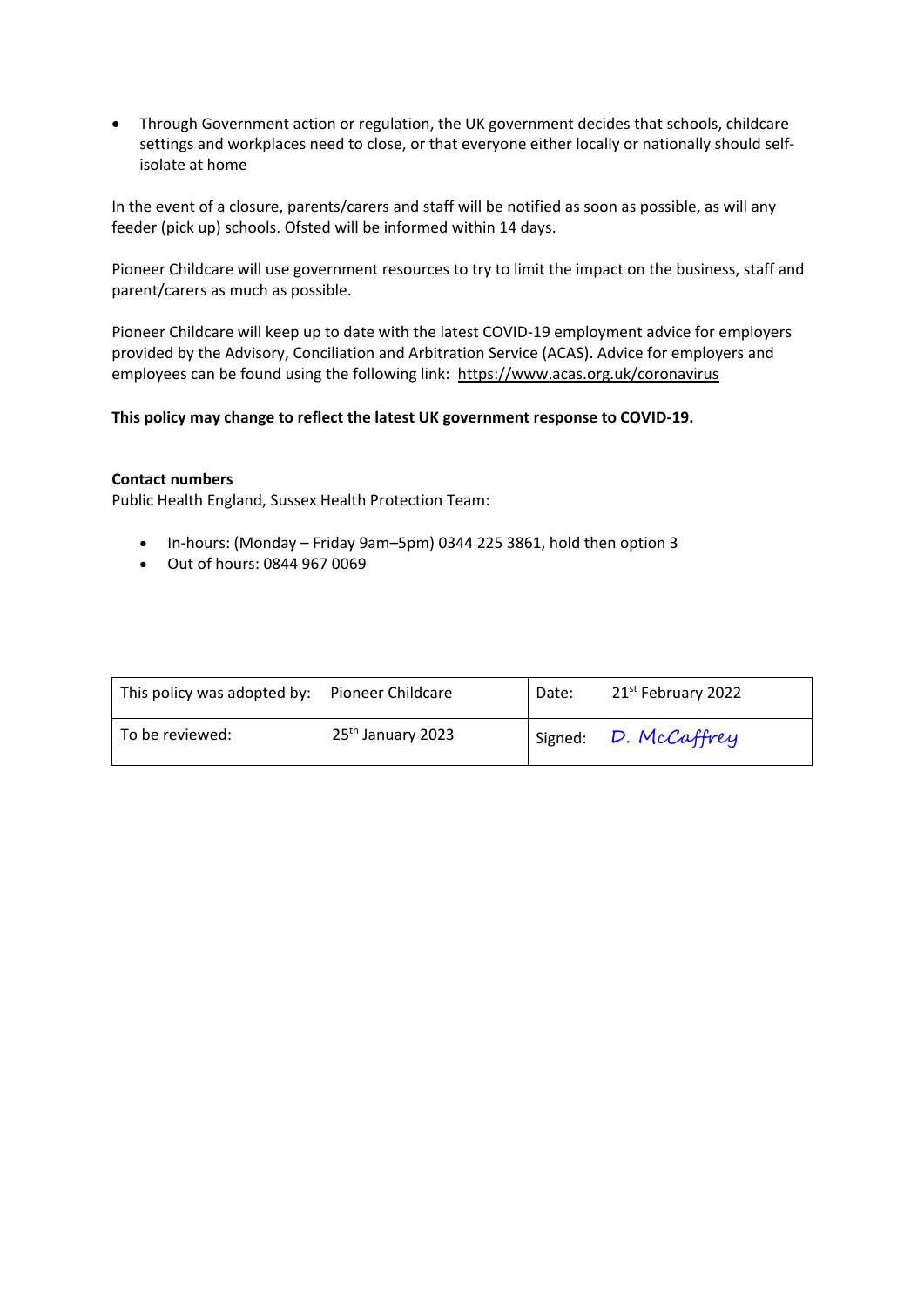- Through Government action or regulation, the UK government decides that schools, childcare settings and workplaces need to close, or that everyone either locally or nationally should self-isolate at home

In the event of a closure, parents/carers and staff will be notified as soon as possible, as will any feeder (pick up) schools. Ofsted will be informed within 14 days.

Pioneer Childcare will use government resources to try to limit the impact on the business, staff and parent/carers as much as possible.

Pioneer Childcare will keep up to date with the latest COVID-19 employment advice for employers provided by the Advisory, Conciliation and Arbitration Service (ACAS). Advice for employers and employees can be found using the following link: https://www.acas.org.uk/coronavirus

**This policy may change to reflect the latest UK government response to COVID-19.**

**Contact numbers**
Public Health England, Sussex Health Protection Team:

- In-hours: (Monday – Friday 9am–5pm) 0344 225 3861, hold then option 3
- Out of hours: 0844 967 0069

| | | | |
|---|---|---|---|
| This policy was adopted by: | Pioneer Childcare | Date: | 21st February 2022 |
| To be reviewed: | 25th January 2023 | Signed: | D. McCaffrey |